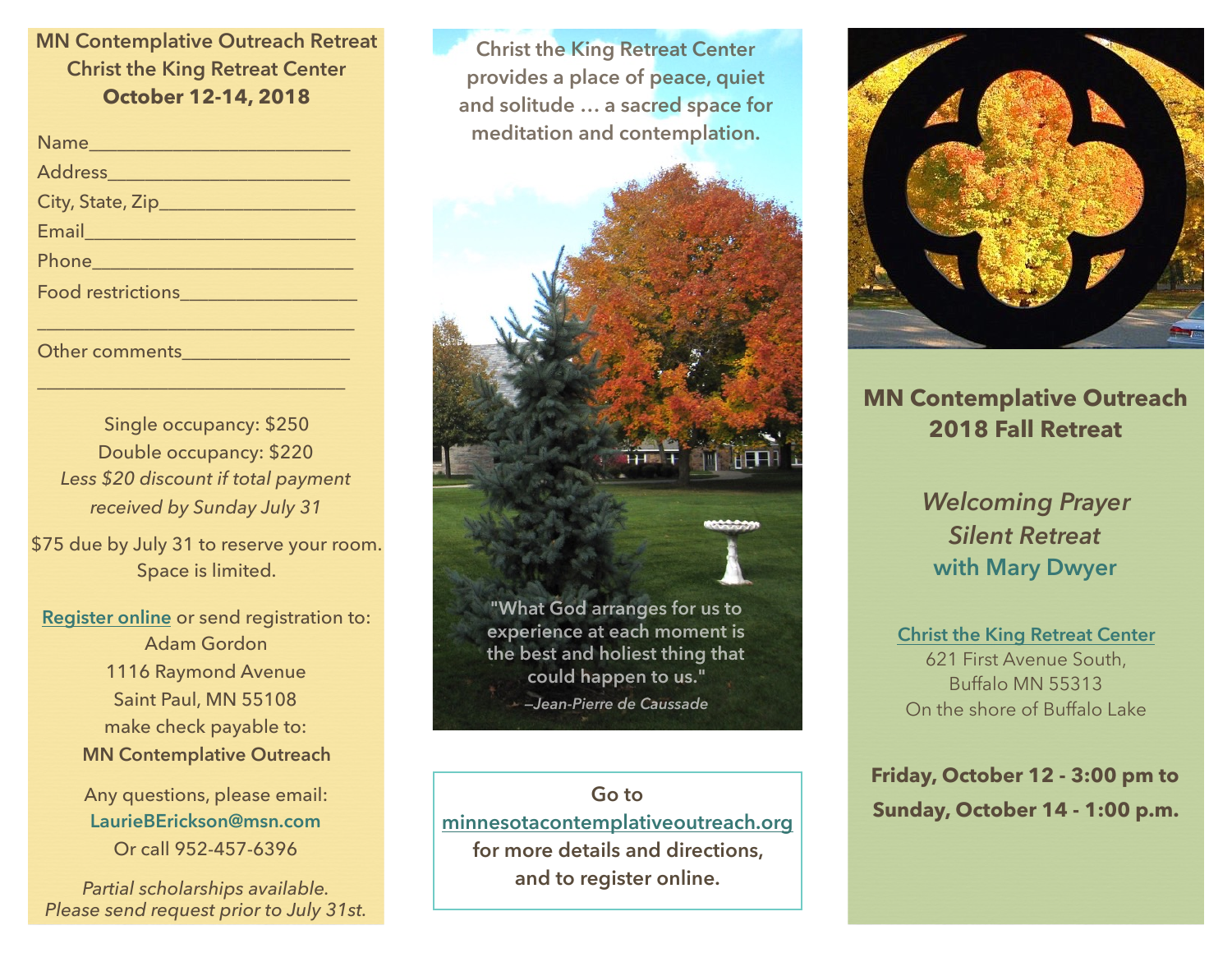**MN Contemplative Outreach Retreat**
**Christ the King Retreat Center**
**October 12-14, 2018**

Name_________________________

Address_______________________

City, State, Zip__________________

Email_________________________

Phone_________________________

Food restrictions_________________

______________________________

Other comments________________

______________________________

Single occupancy: $250
Double occupancy: $220
*Less $20 discount if total payment received by Sunday July 31*

$75 due by July 31 to reserve your room. Space is limited.

Register online or send registration to:
Adam Gordon
1116 Raymond Avenue
Saint Paul, MN 55108
make check payable to:
**MN Contemplative Outreach**

Any questions, please email:
LaurieBErickson@msn.com
Or call 952-457-6396

*Partial scholarships available. Please send request prior to July 31st.*

Christ the King Retreat Center provides a place of peace, quiet and solitude … a sacred space for meditation and contemplation.

"What God arranges for us to experience at each moment is the best and holiest thing that could happen to us."
*—Jean-Pierre de Caussade*

Go to
minnesotacontemplativeoutreach.org
for more details and directions, and to register online.

## MN Contemplative Outreach 2018 Fall Retreat

*Welcoming Prayer*
*Silent Retreat*
**with Mary Dwyer**

Christ the King Retreat Center
621 First Avenue South,
Buffalo MN 55313
On the shore of Buffalo Lake

**Friday, October 12 - 3:00 pm to Sunday, October 14 - 1:00 p.m.**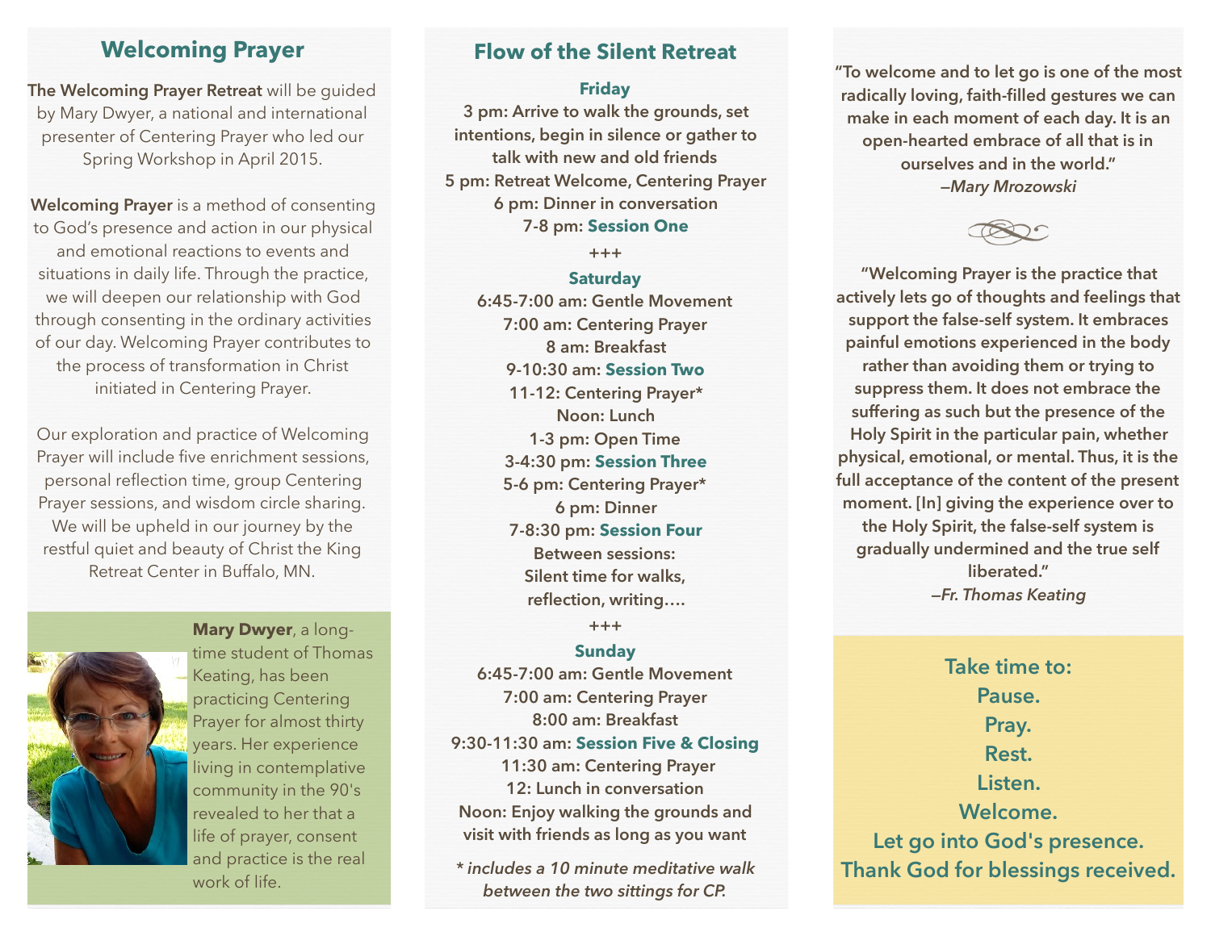## Welcoming Prayer

**The Welcoming Prayer Retreat** will be guided by Mary Dwyer, a national and international presenter of Centering Prayer who led our Spring Workshop in April 2015.

**Welcoming Prayer** is a method of consenting to God's presence and action in our physical and emotional reactions to events and situations in daily life. Through the practice, we will deepen our relationship with God through consenting in the ordinary activities of our day. Welcoming Prayer contributes to the process of transformation in Christ initiated in Centering Prayer.

Our exploration and practice of Welcoming Prayer will include five enrichment sessions, personal reflection time, group Centering Prayer sessions, and wisdom circle sharing. We will be upheld in our journey by the restful quiet and beauty of Christ the King Retreat Center in Buffalo, MN.

**Mary Dwyer**, a long-time student of Thomas Keating, has been practicing Centering Prayer for almost thirty years. Her experience living in contemplative community in the 90's revealed to her that a life of prayer, consent and practice is the real work of life.

## Flow of the Silent Retreat

### Friday

3 pm: Arrive to walk the grounds, set intentions, begin in silence or gather to talk with new and old friends
5 pm: Retreat Welcome, Centering Prayer
6 pm: Dinner in conversation
7-8 pm: **Session One**

+++

### Saturday

6:45-7:00 am: Gentle Movement
7:00 am: Centering Prayer
8 am: Breakfast
9-10:30 am: **Session Two**
11-12: Centering Prayer*
Noon: Lunch
1-3 pm: Open Time
3-4:30 pm: **Session Three**
5-6 pm: Centering Prayer*
6 pm: Dinner
7-8:30 pm: **Session Four**
Between sessions:
Silent time for walks,
reflection, writing….

+++

### Sunday

6:45-7:00 am: Gentle Movement
7:00 am: Centering Prayer
8:00 am: Breakfast
9:30-11:30 am: **Session Five & Closing**
11:30 am: Centering Prayer
12: Lunch in conversation
Noon: Enjoy walking the grounds and visit with friends as long as you want

*\* includes a 10 minute meditative walk between the two sittings for CP.*

"To welcome and to let go is one of the most radically loving, faith-filled gestures we can make in each moment of each day. It is an open-hearted embrace of all that is in ourselves and in the world."
*–Mary Mrozowski*

"Welcoming Prayer is the practice that actively lets go of thoughts and feelings that support the false-self system. It embraces painful emotions experienced in the body rather than avoiding them or trying to suppress them. It does not embrace the suffering as such but the presence of the Holy Spirit in the particular pain, whether physical, emotional, or mental. Thus, it is the full acceptance of the content of the present moment. [In] giving the experience over to the Holy Spirit, the false-self system is gradually undermined and the true self liberated."
*–Fr. Thomas Keating*

Take time to:
Pause.
Pray.
Rest.
Listen.
Welcome.
Let go into God's presence.
Thank God for blessings received.